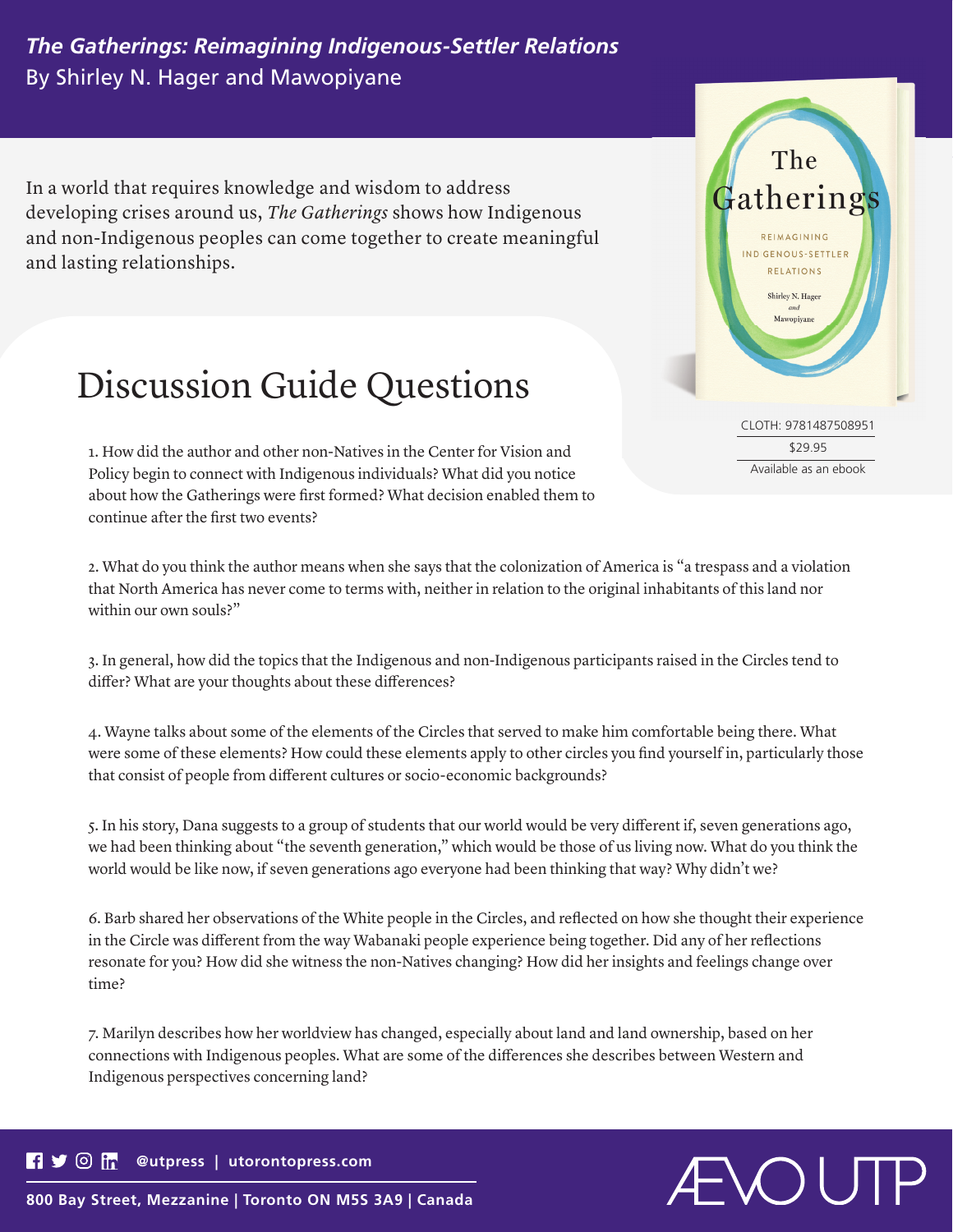***The Gatherings: Reimagining Indigenous-Settler Relations***
By Shirley N. Hager and Mawopiyane

In a world that requires knowledge and wisdom to address developing crises around us, *The Gatherings* shows how Indigenous and non-Indigenous peoples can come together to create meaningful and lasting relationships.

CLOTH: 9781487508951
$29.95
Available as an ebook

# Discussion Guide Questions

1. How did the author and other non-Natives in the Center for Vision and Policy begin to connect with Indigenous individuals? What did you notice about how the Gatherings were first formed? What decision enabled them to continue after the first two events?

2. What do you think the author means when she says that the colonization of America is "a trespass and a violation that North America has never come to terms with, neither in relation to the original inhabitants of this land nor within our own souls?"

3. In general, how did the topics that the Indigenous and non-Indigenous participants raised in the Circles tend to differ? What are your thoughts about these differences?

4. Wayne talks about some of the elements of the Circles that served to make him comfortable being there. What were some of these elements? How could these elements apply to other circles you find yourself in, particularly those that consist of people from different cultures or socio-economic backgrounds?

5. In his story, Dana suggests to a group of students that our world would be very different if, seven generations ago, we had been thinking about "the seventh generation," which would be those of us living now. What do you think the world would be like now, if seven generations ago everyone had been thinking that way? Why didn't we?

6. Barb shared her observations of the White people in the Circles, and reflected on how she thought their experience in the Circle was different from the way Wabanaki people experience being together. Did any of her reflections resonate for you? How did she witness the non-Natives changing? How did her insights and feelings change over time?

7. Marilyn describes how her worldview has changed, especially about land and land ownership, based on her connections with Indigenous peoples. What are some of the differences she describes between Western and Indigenous perspectives concerning land?

@utpress | utorontopress.com

800 Bay Street, Mezzanine | Toronto ON M5S 3A9 | Canada

ÆVO UTP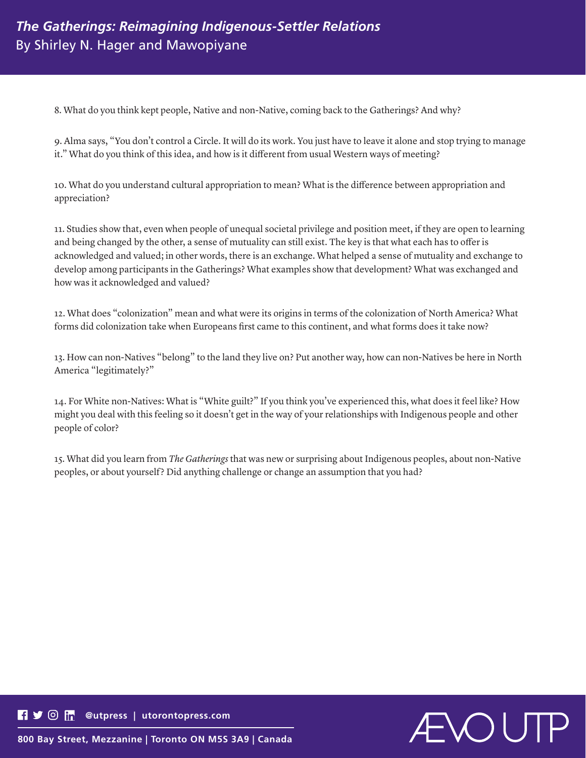8. What do you think kept people, Native and non-Native, coming back to the Gatherings? And why?

9. Alma says, "You don't control a Circle. It will do its work. You just have to leave it alone and stop trying to manage it." What do you think of this idea, and how is it different from usual Western ways of meeting?

10. What do you understand cultural appropriation to mean? What is the difference between appropriation and appreciation?

11. Studies show that, even when people of unequal societal privilege and position meet, if they are open to learning and being changed by the other, a sense of mutuality can still exist. The key is that what each has to offer is acknowledged and valued; in other words, there is an exchange. What helped a sense of mutuality and exchange to develop among participants in the Gatherings? What examples show that development? What was exchanged and how was it acknowledged and valued?

12. What does "colonization" mean and what were its origins in terms of the colonization of North America? What forms did colonization take when Europeans first came to this continent, and what forms does it take now?

13. How can non-Natives "belong" to the land they live on? Put another way, how can non-Natives be here in North America "legitimately?"

14. For White non-Natives: What is "White guilt?" If you think you've experienced this, what does it feel like? How might you deal with this feeling so it doesn't get in the way of your relationships with Indigenous people and other people of color?

15. What did you learn from *The Gatherings* that was new or surprising about Indigenous peoples, about non-Native peoples, or about yourself? Did anything challenge or change an assumption that you had?